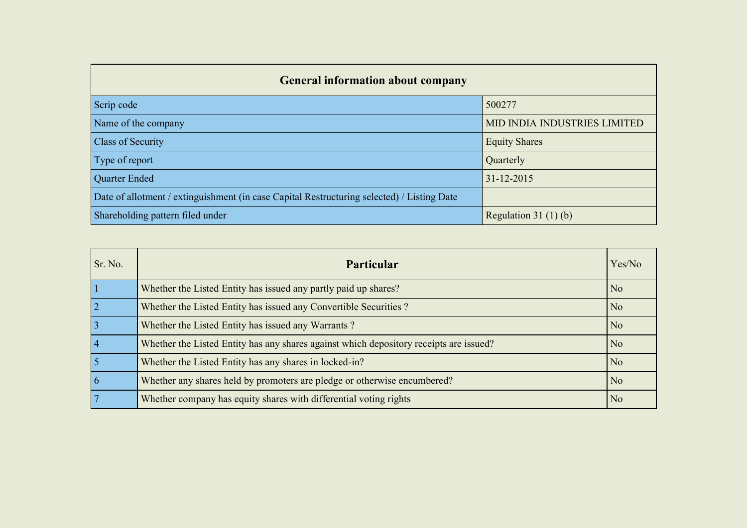| General information about company | |
|---|---|
| Scrip code | 500277 |
| Name of the company | MID INDIA INDUSTRIES LIMITED |
| Class of Security | Equity Shares |
| Type of report | Quarterly |
| Quarter Ended | 31-12-2015 |
| Date of allotment / extinguishment (in case Capital Restructuring selected) / Listing Date | |
| Shareholding pattern filed under | Regulation 31 (1) (b) |

| Sr. No. | Particular | Yes/No |
|---|---|---|
| 1 | Whether the Listed Entity has issued any partly paid up shares? | No |
| 2 | Whether the Listed Entity has issued any Convertible Securities ? | No |
| 3 | Whether the Listed Entity has issued any Warrants ? | No |
| 4 | Whether the Listed Entity has any shares against which depository receipts are issued? | No |
| 5 | Whether the Listed Entity has any shares in locked-in? | No |
| 6 | Whether any shares held by promoters are pledge or otherwise encumbered? | No |
| 7 | Whether company has equity shares with differential voting rights | No |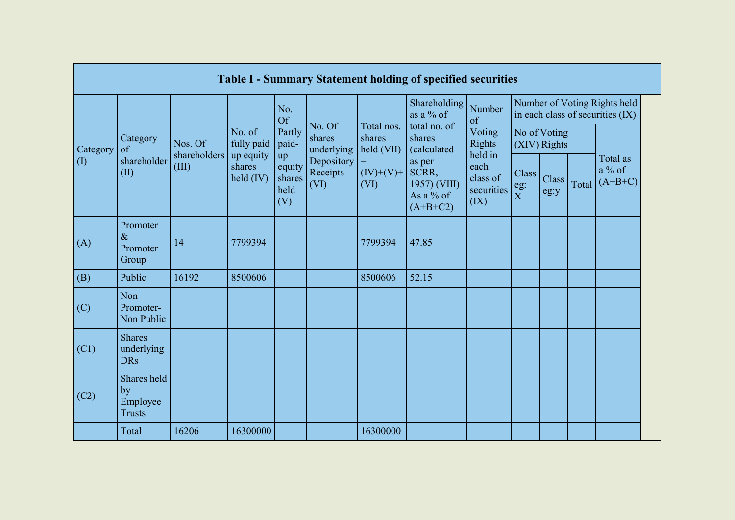## Table I - Summary Statement holding of specified securities

| Category (I) | Category of shareholder (II) | Nos. Of shareholders (III) | No. of fully paid up equity shares held (IV) | No. Of Partly paid-up equity shares held (V) | No. Of shares underlying Depository Receipts (VI) | Total nos. shares held (VII) = (IV)+(V)+ (VI) | Shareholding as a % of total no. of shares (calculated as per SCRR, 1957) (VIII) As a % of (A+B+C2) | Number of Voting Rights held in each class of securities (IX) | Number of Voting Rights held in each class of securities (IX) | | | |
|---|---|---|---|---|---|---|---|---|---|---|---|---|
| | | | | | | | | | No of Voting (XIV) Rights | | | Total as a % of (A+B+C) |
| | | | | | | | | | Class eg: X | Class eg:y | Total | |
| (A) | Promoter & Promoter Group | 14 | 7799394 | | | 7799394 | 47.85 | | | | | |
| (B) | Public | 16192 | 8500606 | | | 8500606 | 52.15 | | | | | |
| (C) | Non Promoter- Non Public | | | | | | | | | | | |
| (C1) | Shares underlying DRs | | | | | | | | | | | |
| (C2) | Shares held by Employee Trusts | | | | | | | | | | | |
| | Total | 16206 | 16300000 | | | 16300000 | | | | | | |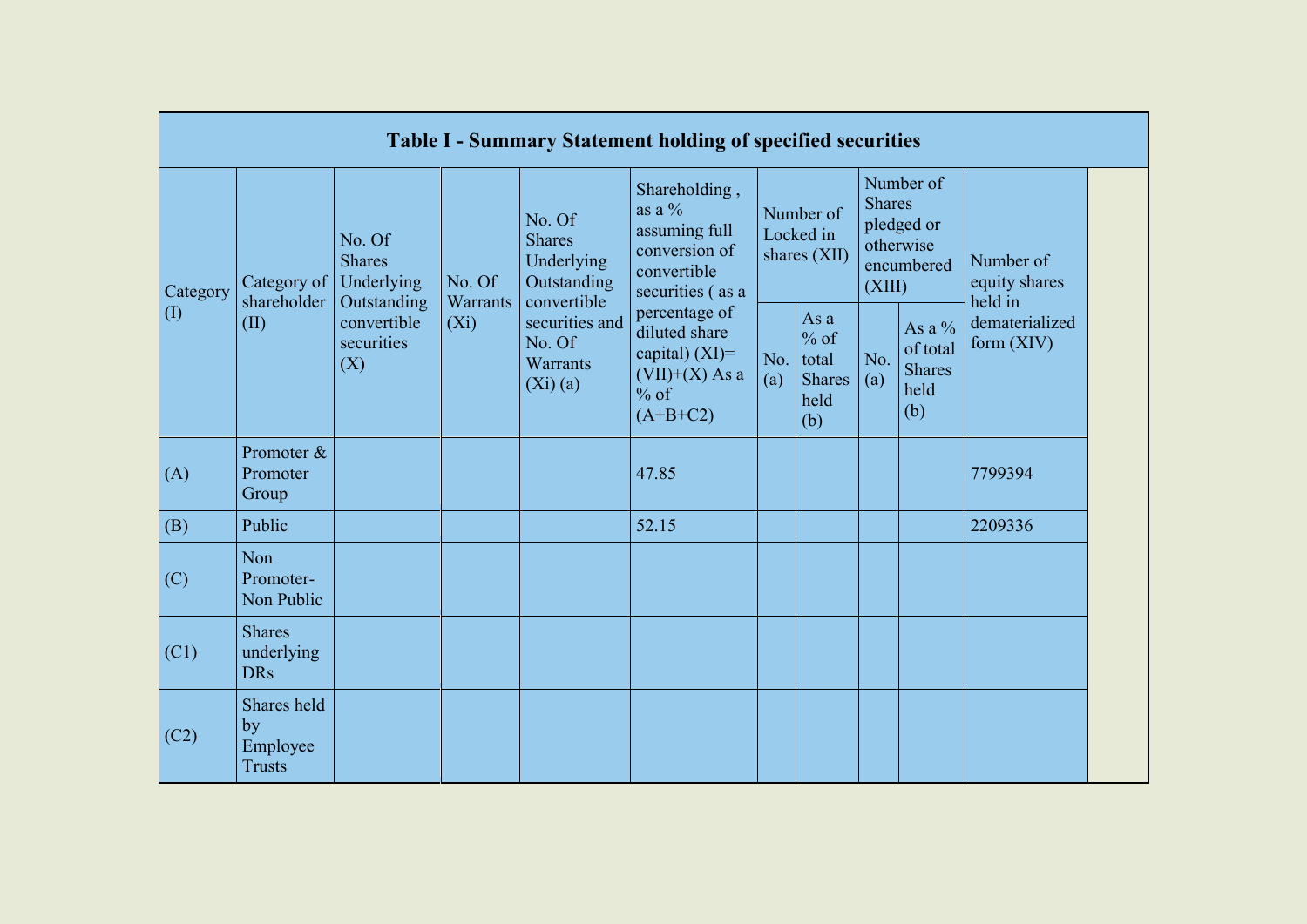| Table I - Summary Statement holding of specified securities | | | | | | | | | | | |
|---|---|---|---|---|---|---|---|---|---|---|---|
| Category (I) | Category of shareholder (II) | No. Of Shares Underlying Outstanding convertible securities (X) | No. Of Warrants (Xi) | No. Of Shares Underlying Outstanding convertible securities and No. Of Warrants (Xi) (a) | Shareholding , as a % assuming full conversion of convertible securities ( as a percentage of diluted share capital) (XI)= (VII)+(X) As a % of (A+B+C2) | Number of Locked in shares (XII) | | Number of Shares pledged or otherwise encumbered (XIII) | | Number of equity shares held in dematerialized form (XIV) |
| | | | | | | No. (a) | As a % of total Shares held (b) | No. (a) | As a % of total Shares held (b) | |
| (A) | Promoter & Promoter Group | | | | 47.85 | | | | | 7799394 |
| (B) | Public | | | | 52.15 | | | | | 2209336 |
| (C) | Non Promoter- Non Public | | | | | | | | | |
| (C1) | Shares underlying DRs | | | | | | | | | |
| (C2) | Shares held by Employee Trusts | | | | | | | | | |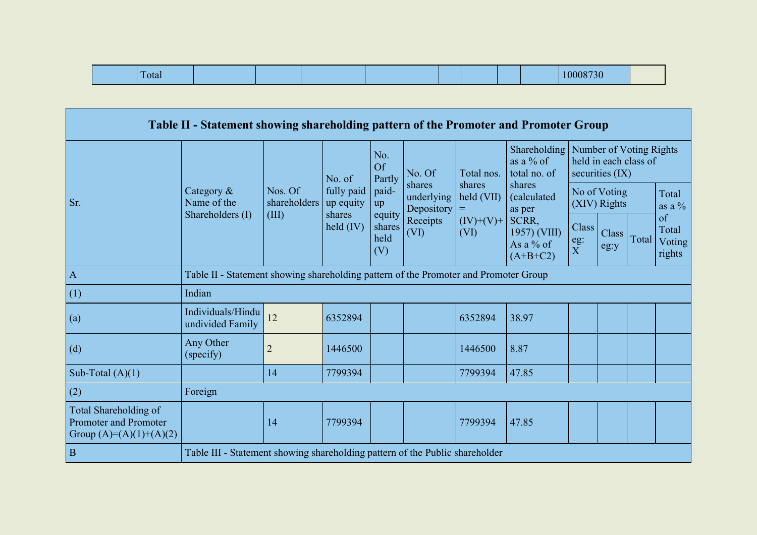|  | Total |  |  |  |  |  |  |  |  | 10008730 |  |
|---|---|---|---|---|---|---|---|---|---|---|---|

| Table II - Statement showing shareholding pattern of the Promoter and Promoter Group | | | | | | | | | | | |
|---|---|---|---|---|---|---|---|---|---|---|---|
| Sr. | Category & Name of the Shareholders (I) | Nos. Of shareholders (III) | No. of fully paid up equity shares held (IV) | No. Of Partly paid-up equity shares held (V) | No. Of shares underlying Depository Receipts (VI) | Total nos. shares held (VII) = (IV)+(V)+ (VI) | Shareholding as a % of total no. of shares (calculated as per SCRR, 1957) (VIII) As a % of (A+B+C2) | Number of Voting Rights held in each class of securities (IX) | | | |
| | | | | | | | | No of Voting (XIV) Rights | | | Total as a % of Total Voting rights |
| | | | | | | | | Class eg: X | Class eg:y | Total | |
| A | Table II - Statement showing shareholding pattern of the Promoter and Promoter Group | | | | | | | | | | |
| (1) | Indian | | | | | | | | | | |
| (a) | Individuals/Hindu undivided Family | 12 | 6352894 | | | 6352894 | 38.97 | | | | |
| (d) | Any Other (specify) | 2 | 1446500 | | | 1446500 | 8.87 | | | | |
| Sub-Total (A)(1) | | 14 | 7799394 | | | 7799394 | 47.85 | | | | |
| (2) | Foreign | | | | | | | | | | |
| Total Shareholding of Promoter and Promoter Group (A)=(A)(1)+(A)(2) | | 14 | 7799394 | | | 7799394 | 47.85 | | | | |
| B | Table III - Statement showing shareholding pattern of the Public shareholder | | | | | | | | | | |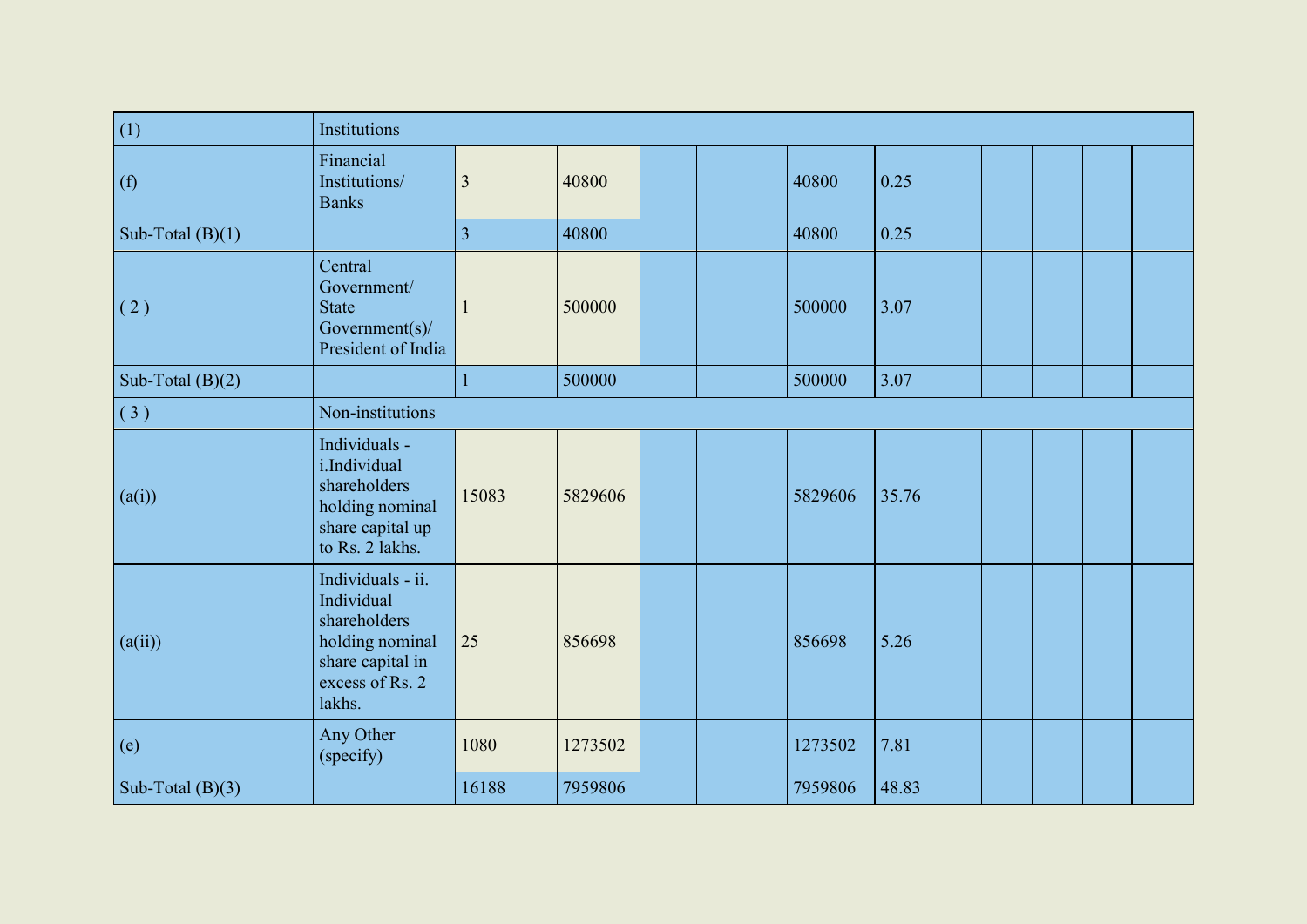| | | | | | | | | | | | |
|---|---|---|---|---|---|---|---|---|---|---|---|
| (1) | Institutions | | | | | | | | | | |
| (f) | Financial Institutions/ Banks | 3 | 40800 | | | 40800 | 0.25 | | | | |
| Sub-Total (B)(1) | | 3 | 40800 | | | 40800 | 0.25 | | | | |
| ( 2 ) | Central Government/ State Government(s)/ President of India | 1 | 500000 | | | 500000 | 3.07 | | | | |
| Sub-Total (B)(2) | | 1 | 500000 | | | 500000 | 3.07 | | | | |
| ( 3 ) | Non-institutions | | | | | | | | | | |
| (a(i)) | Individuals - i.Individual shareholders holding nominal share capital up to Rs. 2 lakhs. | 15083 | 5829606 | | | 5829606 | 35.76 | | | | |
| (a(ii)) | Individuals - ii. Individual shareholders holding nominal share capital in excess of Rs. 2 lakhs. | 25 | 856698 | | | 856698 | 5.26 | | | | |
| (e) | Any Other (specify) | 1080 | 1273502 | | | 1273502 | 7.81 | | | | |
| Sub-Total (B)(3) | | 16188 | 7959806 | | | 7959806 | 48.83 | | | | |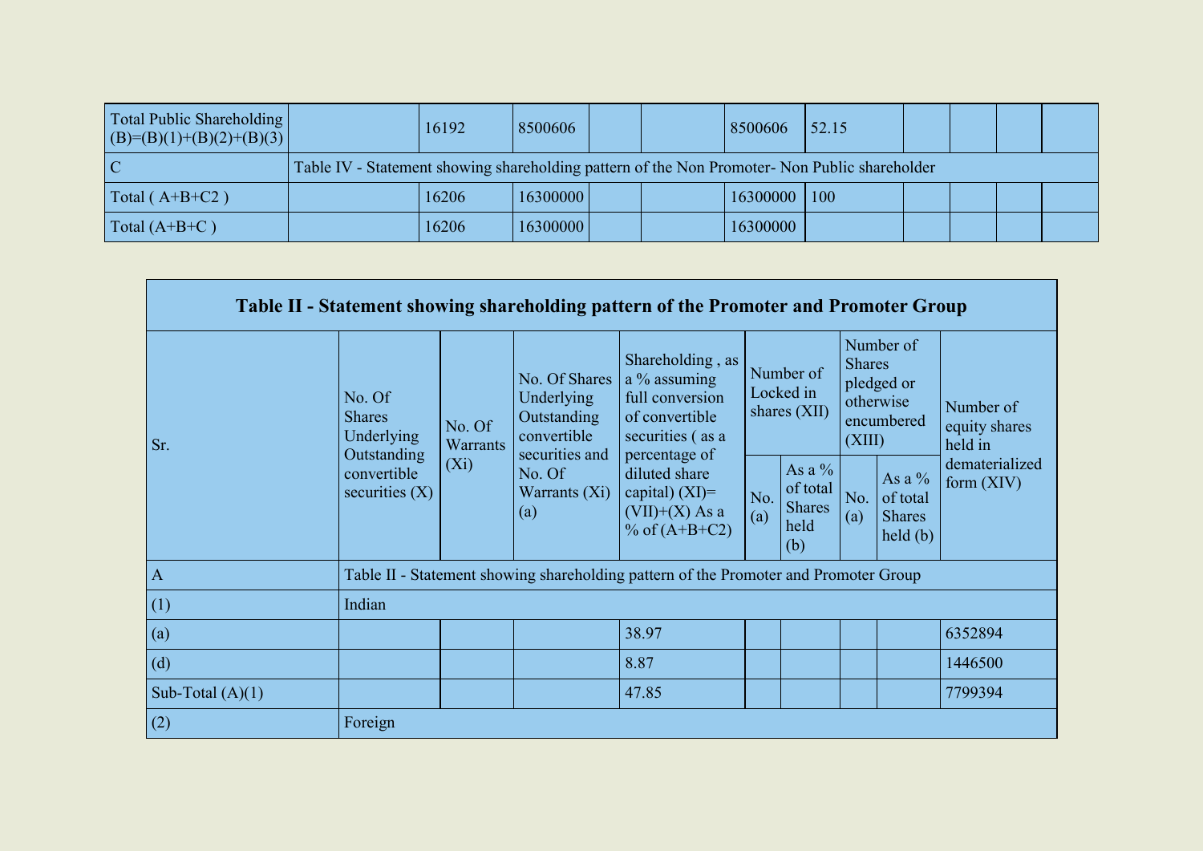| | | | | | | | | | | | |
|---|---|---|---|---|---|---|---|---|---|---|---|
| Total Public Shareholding (B)=(B)(1)+(B)(2)+(B)(3) | | 16192 | 8500606 | | | 8500606 | 52.15 | | | | |
| C | Table IV - Statement showing shareholding pattern of the Non Promoter- Non Public shareholder | | | | | | | | | | |
| Total ( A+B+C2 ) | | 16206 | 16300000 | | | 16300000 | 100 | | | | |
| Total (A+B+C ) | | 16206 | 16300000 | | | 16300000 | | | | | |

## Table II - Statement showing shareholding pattern of the Promoter and Promoter Group

| Sr. | No. Of Shares Underlying Outstanding convertible securities (X) | No. Of Warrants (Xi) | No. Of Shares Underlying Outstanding convertible securities and No. Of Warrants (Xi) (a) | Shareholding , as a % assuming full conversion of convertible securities ( as a percentage of diluted share capital) (XI)= (VII)+(X) As a % of (A+B+C2) | Number of Locked in shares (XII) | | Number of Shares pledged or otherwise encumbered (XIII) | | Number of equity shares held in dematerialized form (XIV) |
|---|---|---|---|---|---|---|---|---|---|
| | | | | | No. (a) | As a % of total Shares held (b) | No. (a) | As a % of total Shares held (b) | |
| A | Table II - Statement showing shareholding pattern of the Promoter and Promoter Group | | | | | | | | |
| (1) | Indian | | | | | | | | |
| (a) | | | | 38.97 | | | | | 6352894 |
| (d) | | | | 8.87 | | | | | 1446500 |
| Sub-Total (A)(1) | | | | 47.85 | | | | | 7799394 |
| (2) | Foreign | | | | | | | | |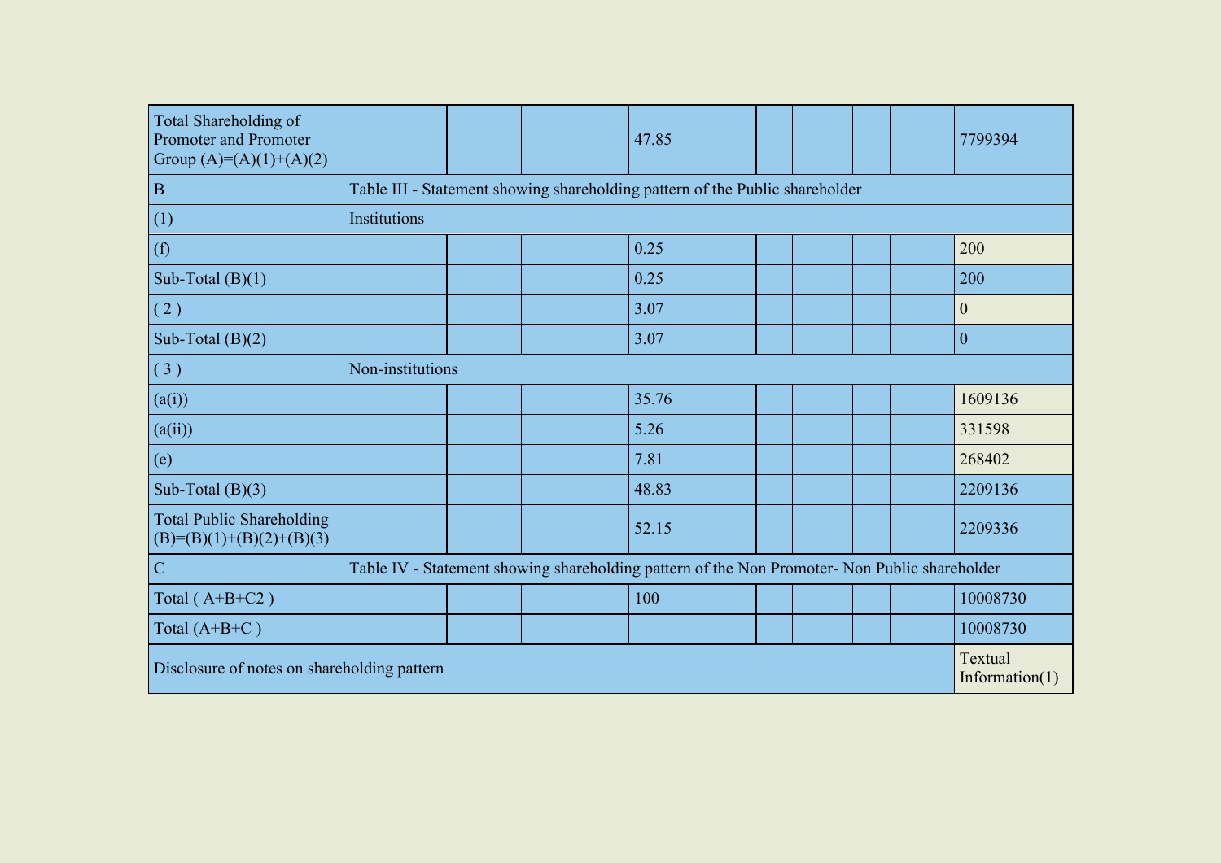| Total Shareholding of Promoter and Promoter Group (A)=(A)(1)+(A)(2) | | | | 47.85 | | | | | 7799394 |
|---|---|---|---|---|---|---|---|---|---|
| B | Table III - Statement showing shareholding pattern of the Public shareholder | | | | | | | | |
| (1) | Institutions | | | | | | | | |
| (f) | | | | 0.25 | | | | | 200 |
| Sub-Total (B)(1) | | | | 0.25 | | | | | 200 |
| ( 2 ) | | | | 3.07 | | | | | 0 |
| Sub-Total (B)(2) | | | | 3.07 | | | | | 0 |
| ( 3 ) | Non-institutions | | | | | | | | |
| (a(i)) | | | | 35.76 | | | | | 1609136 |
| (a(ii)) | | | | 5.26 | | | | | 331598 |
| (e) | | | | 7.81 | | | | | 268402 |
| Sub-Total (B)(3) | | | | 48.83 | | | | | 2209136 |
| Total Public Shareholding (B)=(B)(1)+(B)(2)+(B)(3) | | | | 52.15 | | | | | 2209336 |
| C | Table IV - Statement showing shareholding pattern of the Non Promoter- Non Public shareholder | | | | | | | | |
| Total ( A+B+C2 ) | | | | 100 | | | | | 10008730 |
| Total (A+B+C ) | | | | | | | | | 10008730 |
| Disclosure of notes on shareholding pattern | | | | | | | | | Textual Information(1) |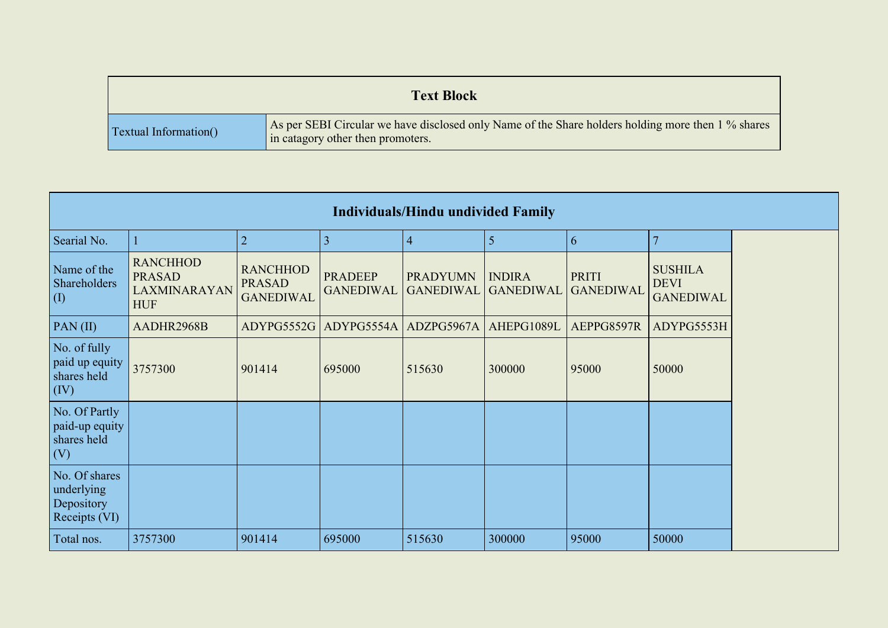| Text Block | |
|---|---|
| Textual Information() | As per SEBI Circular we have disclosed only Name of the Share holders holding more then 1 % shares in catagory other then promoters. |

| Individuals/Hindu undivided Family | | | | | | | |
|---|---|---|---|---|---|---|---|
| Searial No. | 1 | 2 | 3 | 4 | 5 | 6 | 7 |
| Name of the Shareholders (I) | RANCHHOD PRASAD LAXMINARAYAN HUF | RANCHHOD PRASAD GANEDIWAL | PRADEEP GANEDIWAL | PRADYUMN GANEDIWAL | INDIRA GANEDIWAL | PRITI GANEDIWAL | SUSHILA DEVI GANEDIWAL |
| PAN (II) | AADHR2968B | ADYPG5552G | ADYPG5554A | ADZPG5967A | AHEPG1089L | AEPPG8597R | ADYPG5553H |
| No. of fully paid up equity shares held (IV) | 3757300 | 901414 | 695000 | 515630 | 300000 | 95000 | 50000 |
| No. Of Partly paid-up equity shares held (V) | | | | | | | |
| No. Of shares underlying Depository Receipts (VI) | | | | | | | |
| Total nos. | 3757300 | 901414 | 695000 | 515630 | 300000 | 95000 | 50000 |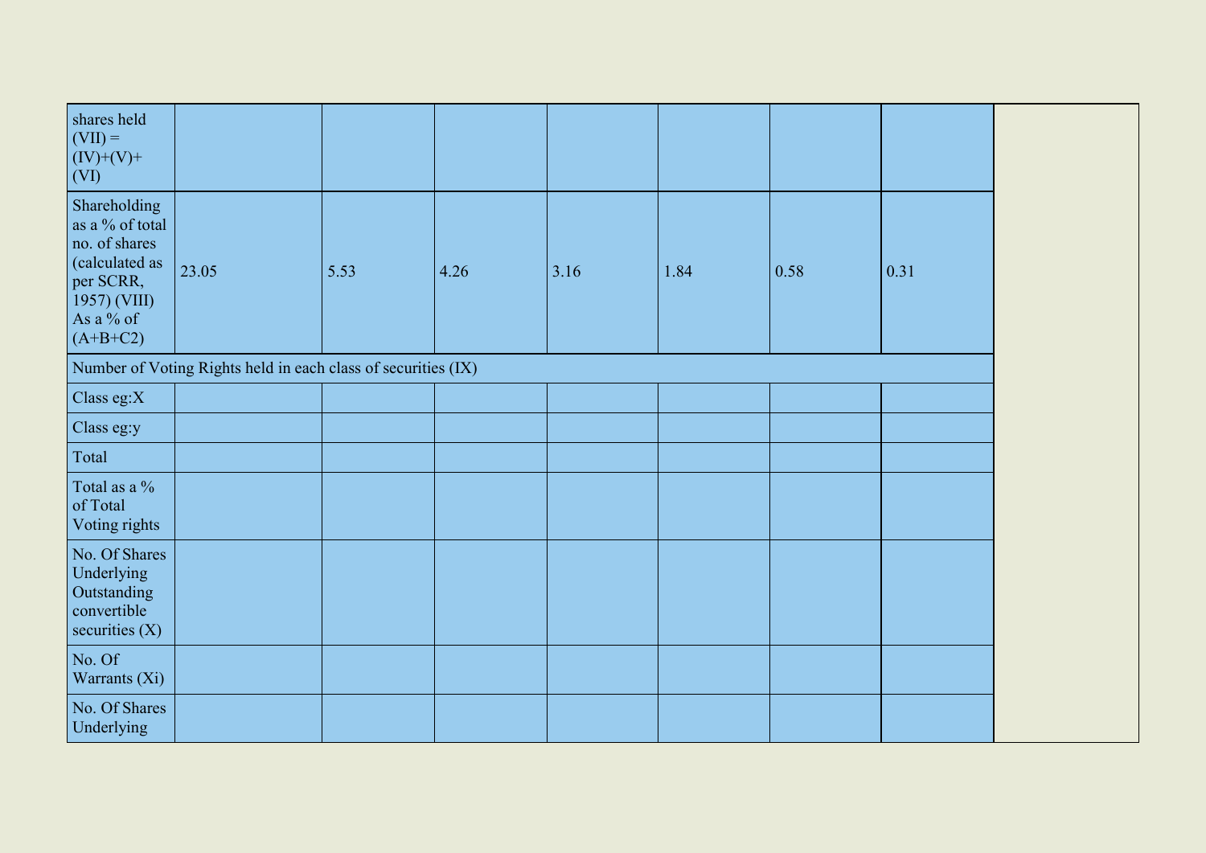| shares held (VII) = (IV)+(V)+ (VI) | | | | | | | |
|---|---|---|---|---|---|---|---|
| Shareholding as a % of total no. of shares (calculated as per SCRR, 1957) (VIII) As a % of (A+B+C2) | 23.05 | 5.53 | 4.26 | 3.16 | 1.84 | 0.58 | 0.31 |
| Number of Voting Rights held in each class of securities (IX) | | | | | | | |
| Class eg:X | | | | | | | |
| Class eg:y | | | | | | | |
| Total | | | | | | | |
| Total as a % of Total Voting rights | | | | | | | |
| No. Of Shares Underlying Outstanding convertible securities (X) | | | | | | | |
| No. Of Warrants (Xi) | | | | | | | |
| No. Of Shares Underlying | | | | | | | |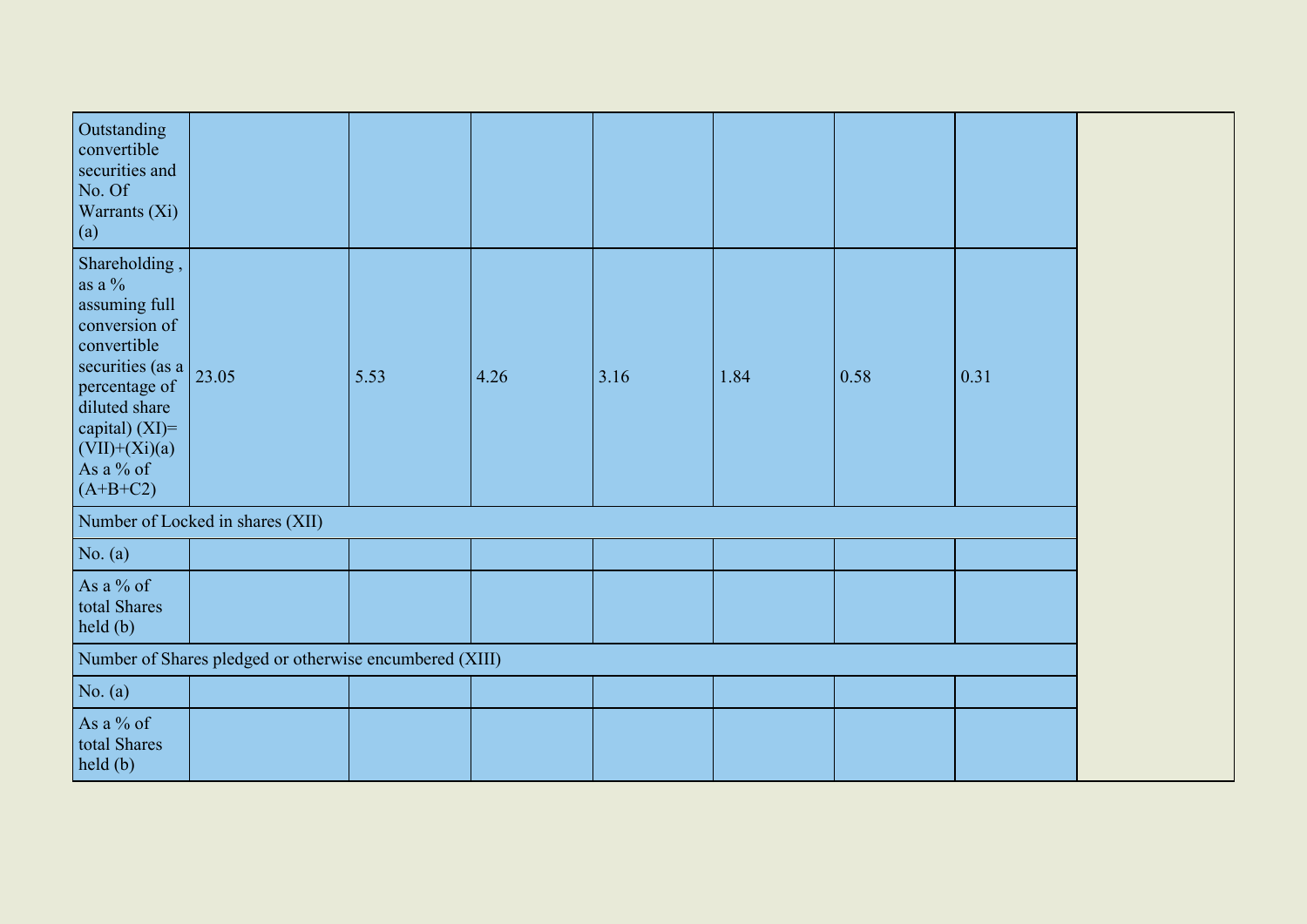| Outstanding convertible securities and No. Of Warrants (Xi) (a) | | | | | | | | |
|---|---|---|---|---|---|---|---|---|
| Shareholding , as a % assuming full conversion of convertible securities (as a percentage of diluted share capital) (XI)= (VII)+(Xi)(a) As a % of (A+B+C2) | 23.05 | 5.53 | 4.26 | 3.16 | 1.84 | 0.58 | 0.31 | |
| Number of Locked in shares (XII) | | | | | | | | |
| No. (a) | | | | | | | | |
| As a % of total Shares held (b) | | | | | | | | |
| Number of Shares pledged or otherwise encumbered (XIII) | | | | | | | | |
| No. (a) | | | | | | | | |
| As a % of total Shares held (b) | | | | | | | | |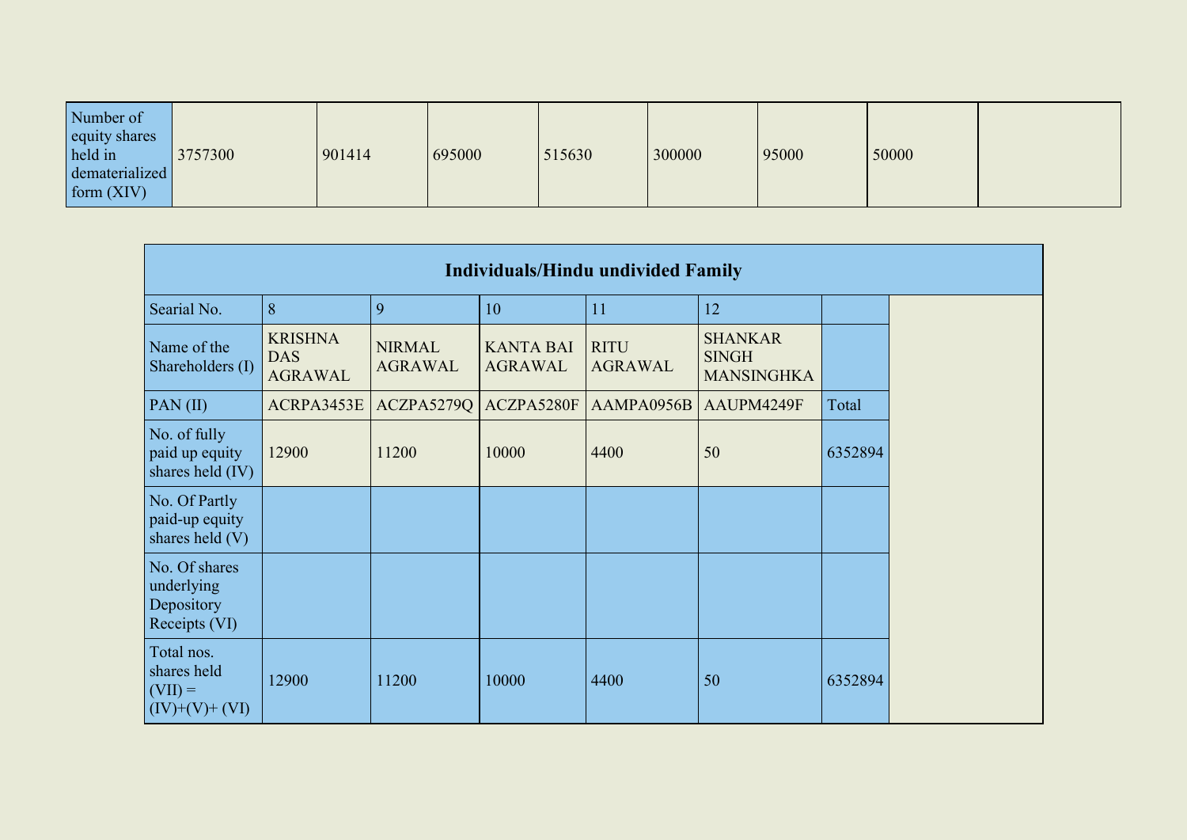| Number of equity shares held in dematerialized form (XIV) | 3757300 | 901414 | 695000 | 515630 | 300000 | 95000 | 50000 | |
|---|---|---|---|---|---|---|---|---|

| Individuals/Hindu undivided Family | | | | | | |
|---|---|---|---|---|---|---|
| Searial No. | 8 | 9 | 10 | 11 | 12 | |
| Name of the Shareholders (I) | KRISHNA DAS AGRAWAL | NIRMAL AGRAWAL | KANTA BAI AGRAWAL | RITU AGRAWAL | SHANKAR SINGH MANSINGHKA | |
| PAN (II) | ACRPA3453E | ACZPA5279Q | ACZPA5280F | AAMPA0956B | AAUPM4249F | Total |
| No. of fully paid up equity shares held (IV) | 12900 | 11200 | 10000 | 4400 | 50 | 6352894 |
| No. Of Partly paid-up equity shares held (V) | | | | | | |
| No. Of shares underlying Depository Receipts (VI) | | | | | | |
| Total nos. shares held (VII) = (IV)+(V)+ (VI) | 12900 | 11200 | 10000 | 4400 | 50 | 6352894 |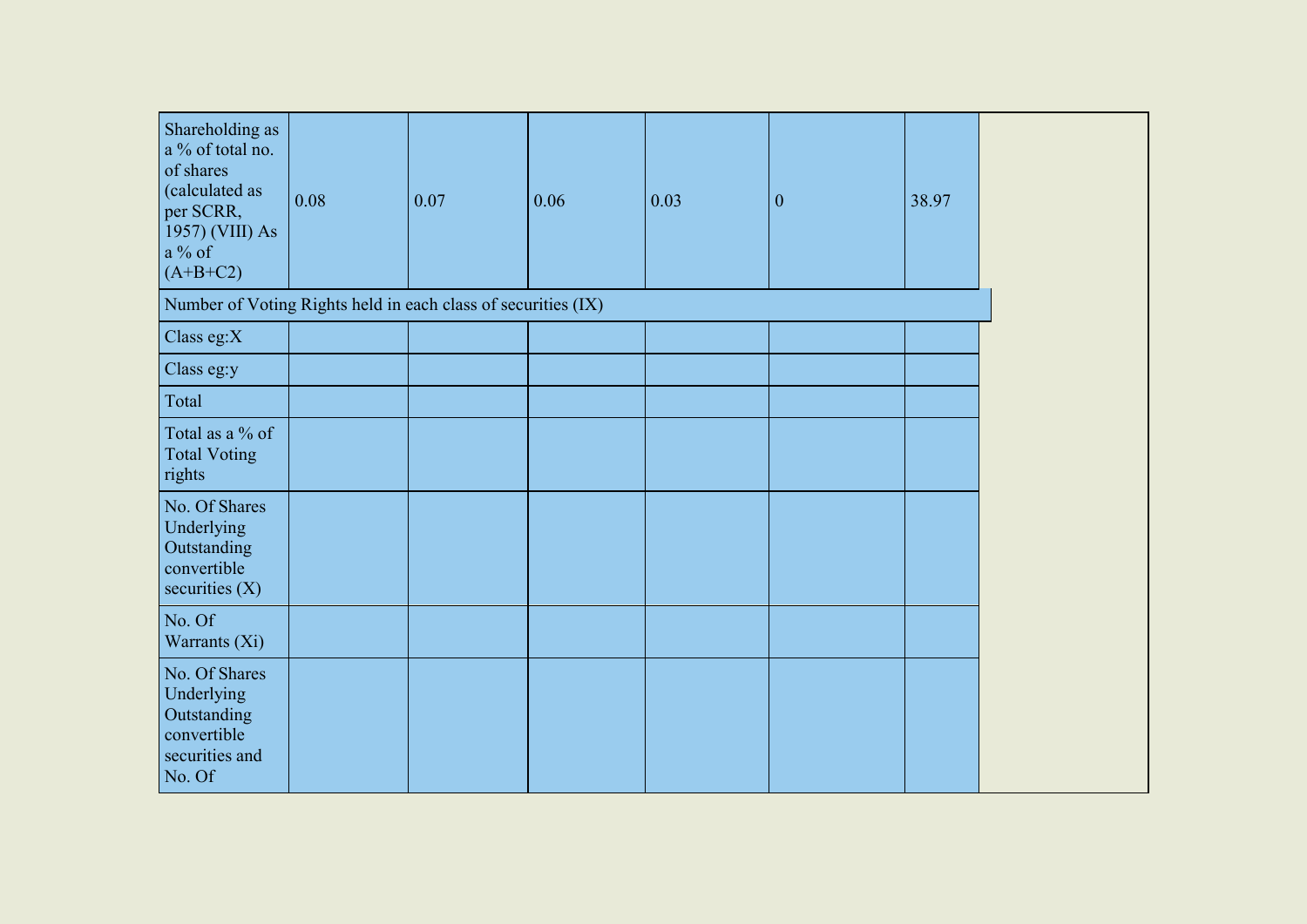| Shareholding as a % of total no. of shares (calculated as per SCRR, 1957) (VIII) As a % of (A+B+C2) | 0.08 | 0.07 | 0.06 | 0.03 | 0 | 38.97 |
|---|---|---|---|---|---|---|
| Number of Voting Rights held in each class of securities (IX) | | | | | | |
| Class eg:X | | | | | | |
| Class eg:y | | | | | | |
| Total | | | | | | |
| Total as a % of Total Voting rights | | | | | | |
| No. Of Shares Underlying Outstanding convertible securities (X) | | | | | | |
| No. Of Warrants (Xi) | | | | | | |
| No. Of Shares Underlying Outstanding convertible securities and No. Of | | | | | | |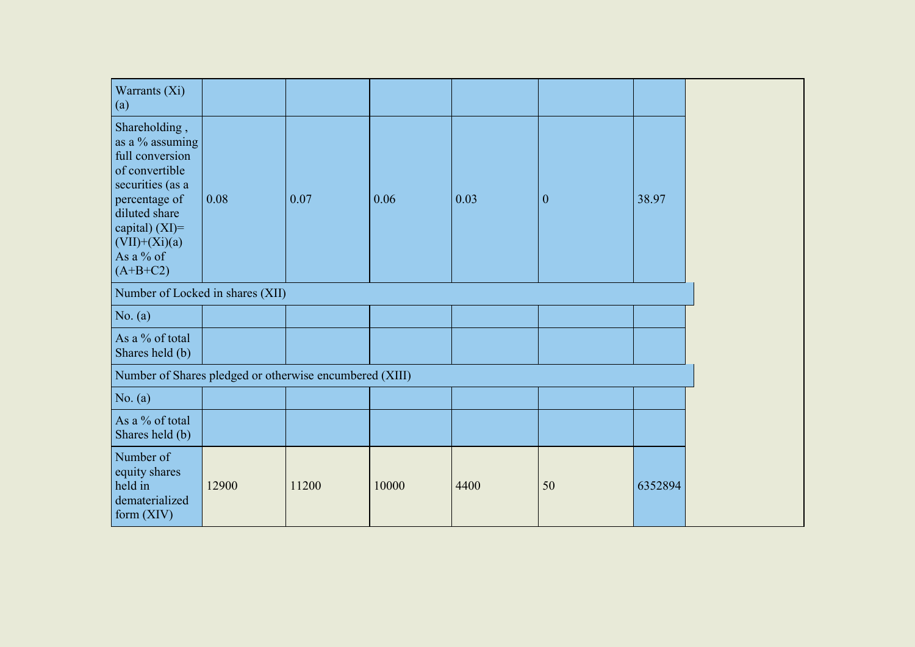| Warrants (Xi) (a) | | | | | | |
|---|---|---|---|---|---|---|
| Shareholding , as a % assuming full conversion of convertible securities (as a percentage of diluted share capital) (XI)= (VII)+(Xi)(a) As a % of (A+B+C2) | 0.08 | 0.07 | 0.06 | 0.03 | 0 | 38.97 |
| Number of Locked in shares (XII) | | | | | | |
| No. (a) | | | | | | |
| As a % of total Shares held (b) | | | | | | |
| Number of Shares pledged or otherwise encumbered (XIII) | | | | | | |
| No. (a) | | | | | | |
| As a % of total Shares held (b) | | | | | | |
| Number of equity shares held in dematerialized form (XIV) | 12900 | 11200 | 10000 | 4400 | 50 | 6352894 |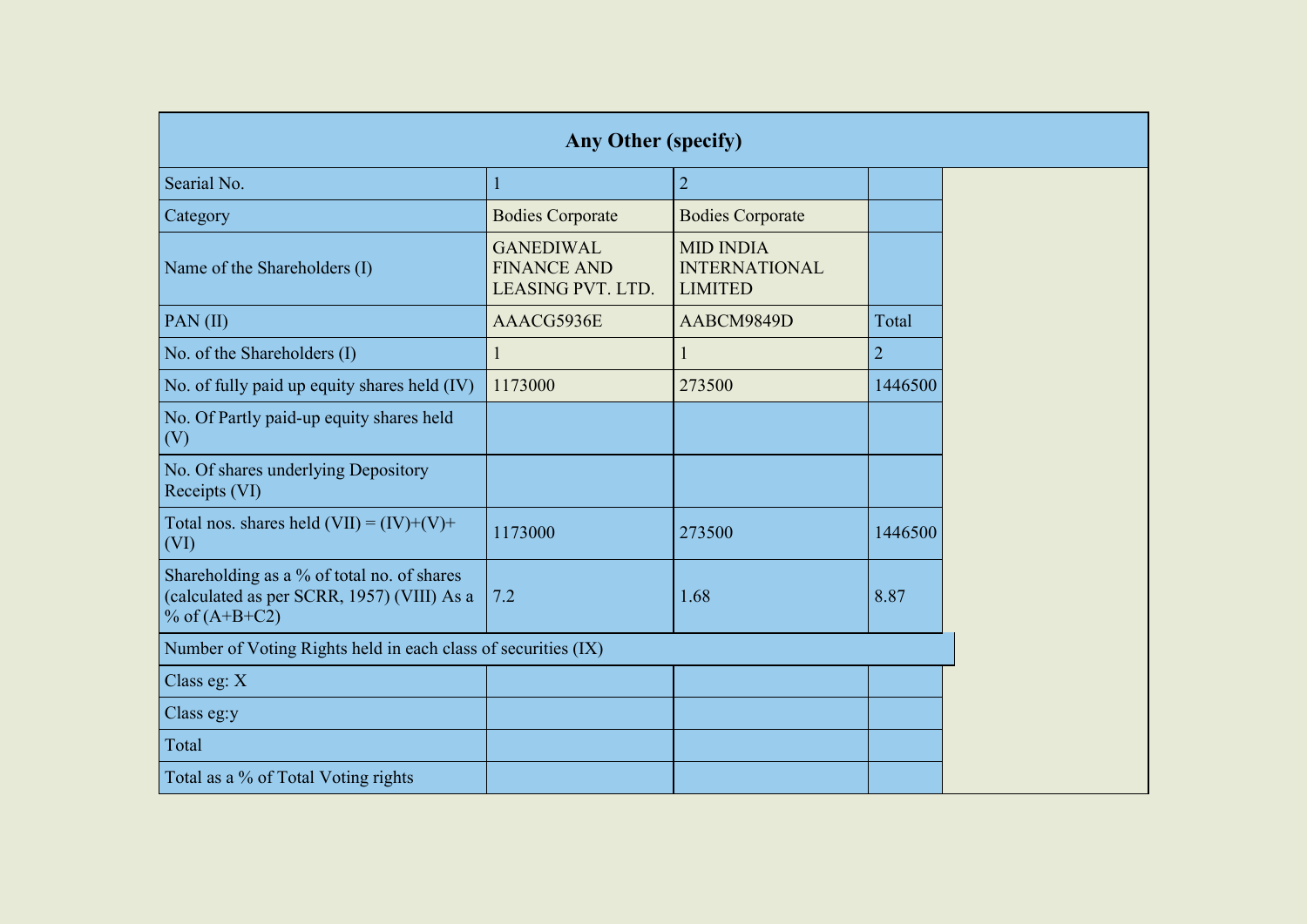| Any Other (specify) | | | |
|---|---|---|---|
| Searial No. | 1 | 2 | |
| Category | Bodies Corporate | Bodies Corporate | |
| Name of the Shareholders (I) | GANEDIWAL FINANCE AND LEASING PVT. LTD. | MID INDIA INTERNATIONAL LIMITED | |
| PAN (II) | AAACG5936E | AABCM9849D | Total |
| No. of the Shareholders (I) | 1 | 1 | 2 |
| No. of fully paid up equity shares held (IV) | 1173000 | 273500 | 1446500 |
| No. Of Partly paid-up equity shares held (V) | | | |
| No. Of shares underlying Depository Receipts (VI) | | | |
| Total nos. shares held (VII) = (IV)+(V)+ (VI) | 1173000 | 273500 | 1446500 |
| Shareholding as a % of total no. of shares (calculated as per SCRR, 1957) (VIII) As a % of (A+B+C2) | 7.2 | 1.68 | 8.87 |
| Number of Voting Rights held in each class of securities (IX) | | | |
| Class eg: X | | | |
| Class eg:y | | | |
| Total | | | |
| Total as a % of Total Voting rights | | | |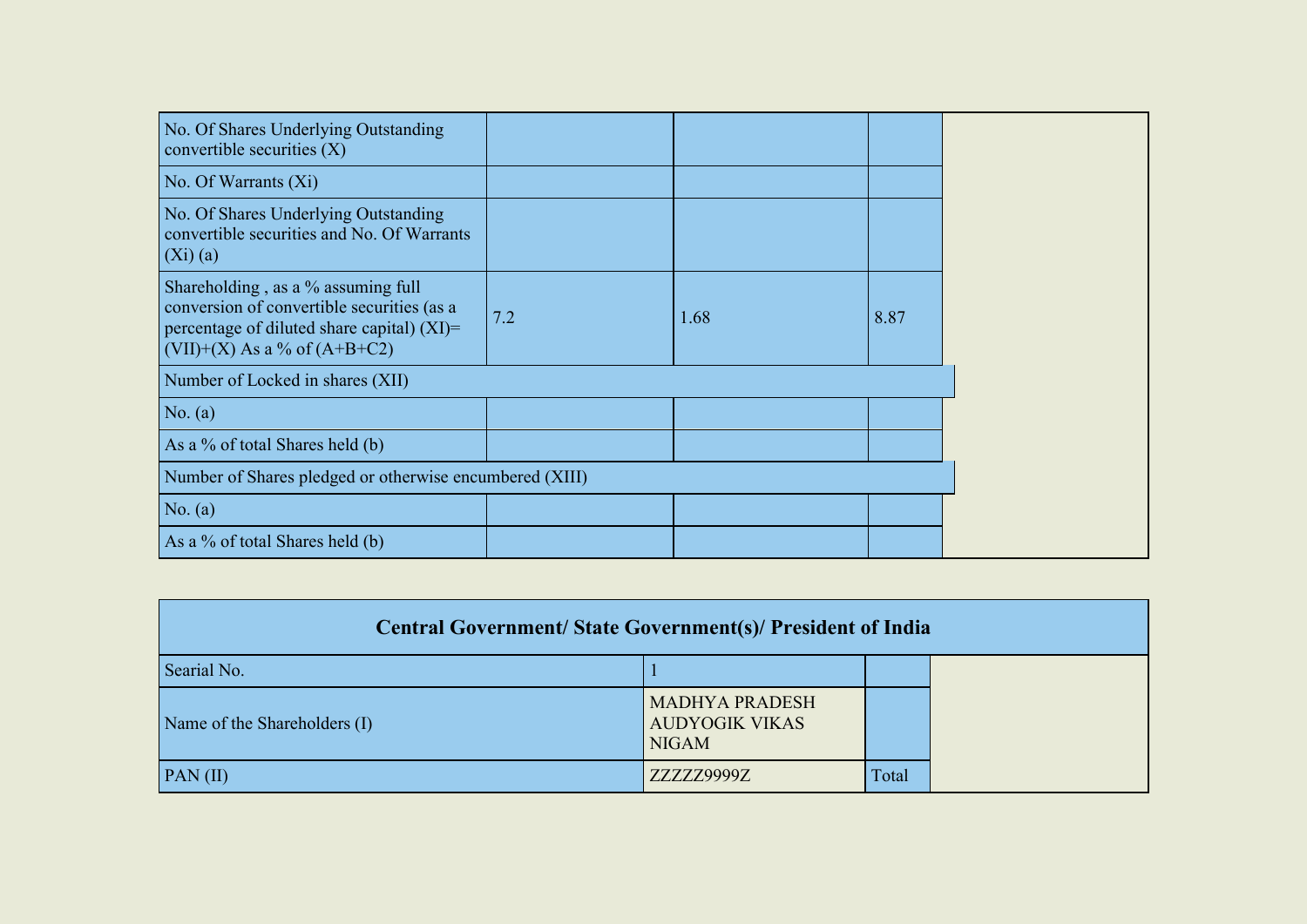| | | | |
|---|---|---|---|
| No. Of Shares Underlying Outstanding convertible securities (X) | | | |
| No. Of Warrants (Xi) | | | |
| No. Of Shares Underlying Outstanding convertible securities and No. Of Warrants (Xi) (a) | | | |
| Shareholding , as a % assuming full conversion of convertible securities (as a percentage of diluted share capital) (XI)= (VII)+(X) As a % of (A+B+C2) | 7.2 | 1.68 | 8.87 |
| Number of Locked in shares (XII) | | | |
| No. (a) | | | |
| As a % of total Shares held (b) | | | |
| Number of Shares pledged or otherwise encumbered (XIII) | | | |
| No. (a) | | | |
| As a % of total Shares held (b) | | | |

| Central Government/ State Government(s)/ President of India | | |
|---|---|---|
| Searial No. | 1 | |
| Name of the Shareholders (I) | MADHYA PRADESH AUDYOGIK VIKAS NIGAM | |
| PAN (II) | ZZZZZ9999Z | Total |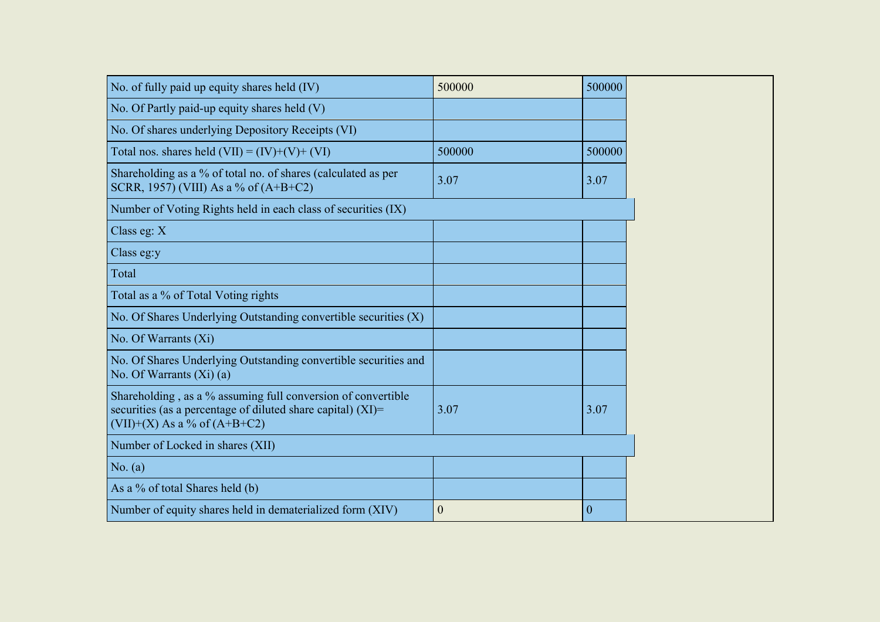| | | |
|---|---|---|
| No. of fully paid up equity shares held (IV) | 500000 | 500000 |
| No. Of Partly paid-up equity shares held (V) | | |
| No. Of shares underlying Depository Receipts (VI) | | |
| Total nos. shares held (VII) = (IV)+(V)+ (VI) | 500000 | 500000 |
| Shareholding as a % of total no. of shares (calculated as per SCRR, 1957) (VIII) As a % of (A+B+C2) | 3.07 | 3.07 |
| Number of Voting Rights held in each class of securities (IX) | | |
| Class eg: X | | |
| Class eg:y | | |
| Total | | |
| Total as a % of Total Voting rights | | |
| No. Of Shares Underlying Outstanding convertible securities (X) | | |
| No. Of Warrants (Xi) | | |
| No. Of Shares Underlying Outstanding convertible securities and No. Of Warrants (Xi) (a) | | |
| Shareholding , as a % assuming full conversion of convertible securities (as a percentage of diluted share capital) (XI)= (VII)+(X) As a % of (A+B+C2) | 3.07 | 3.07 |
| Number of Locked in shares (XII) | | |
| No. (a) | | |
| As a % of total Shares held (b) | | |
| Number of equity shares held in dematerialized form (XIV) | 0 | 0 |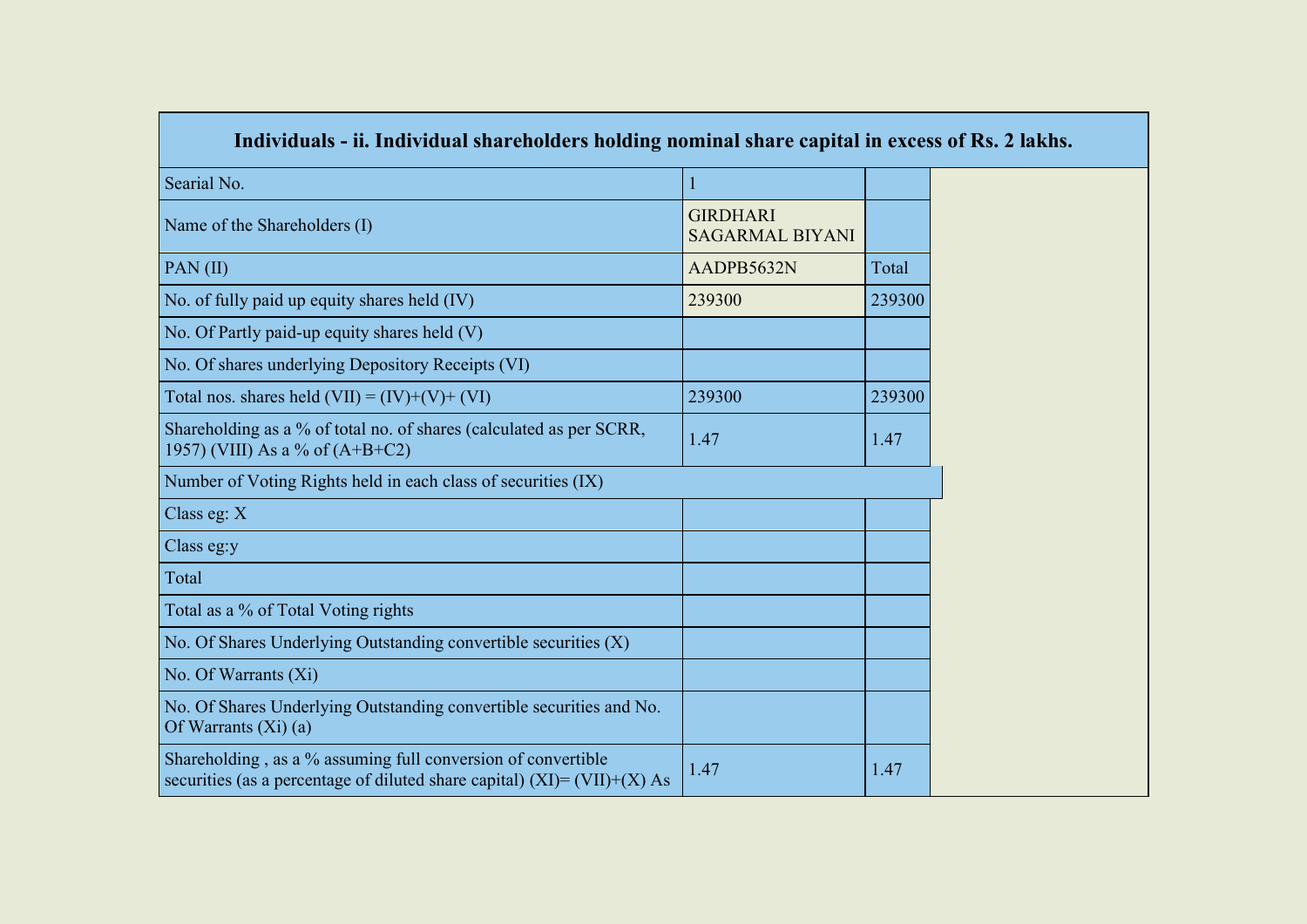| Individuals - ii. Individual shareholders holding nominal share capital in excess of Rs. 2 lakhs. | | |
|---|---|---|
| Searial No. | 1 | |
| Name of the Shareholders (I) | GIRDHARI SAGARMAL BIYANI | |
| PAN (II) | AADPB5632N | Total |
| No. of fully paid up equity shares held (IV) | 239300 | 239300 |
| No. Of Partly paid-up equity shares held (V) | | |
| No. Of shares underlying Depository Receipts (VI) | | |
| Total nos. shares held (VII) = (IV)+(V)+ (VI) | 239300 | 239300 |
| Shareholding as a % of total no. of shares (calculated as per SCRR, 1957) (VIII) As a % of (A+B+C2) | 1.47 | 1.47 |
| Number of Voting Rights held in each class of securities (IX) | | |
| Class eg: X | | |
| Class eg:y | | |
| Total | | |
| Total as a % of Total Voting rights | | |
| No. Of Shares Underlying Outstanding convertible securities (X) | | |
| No. Of Warrants (Xi) | | |
| No. Of Shares Underlying Outstanding convertible securities and No. Of Warrants (Xi) (a) | | |
| Shareholding , as a % assuming full conversion of convertible securities (as a percentage of diluted share capital) (XI)= (VII)+(X) As | 1.47 | 1.47 |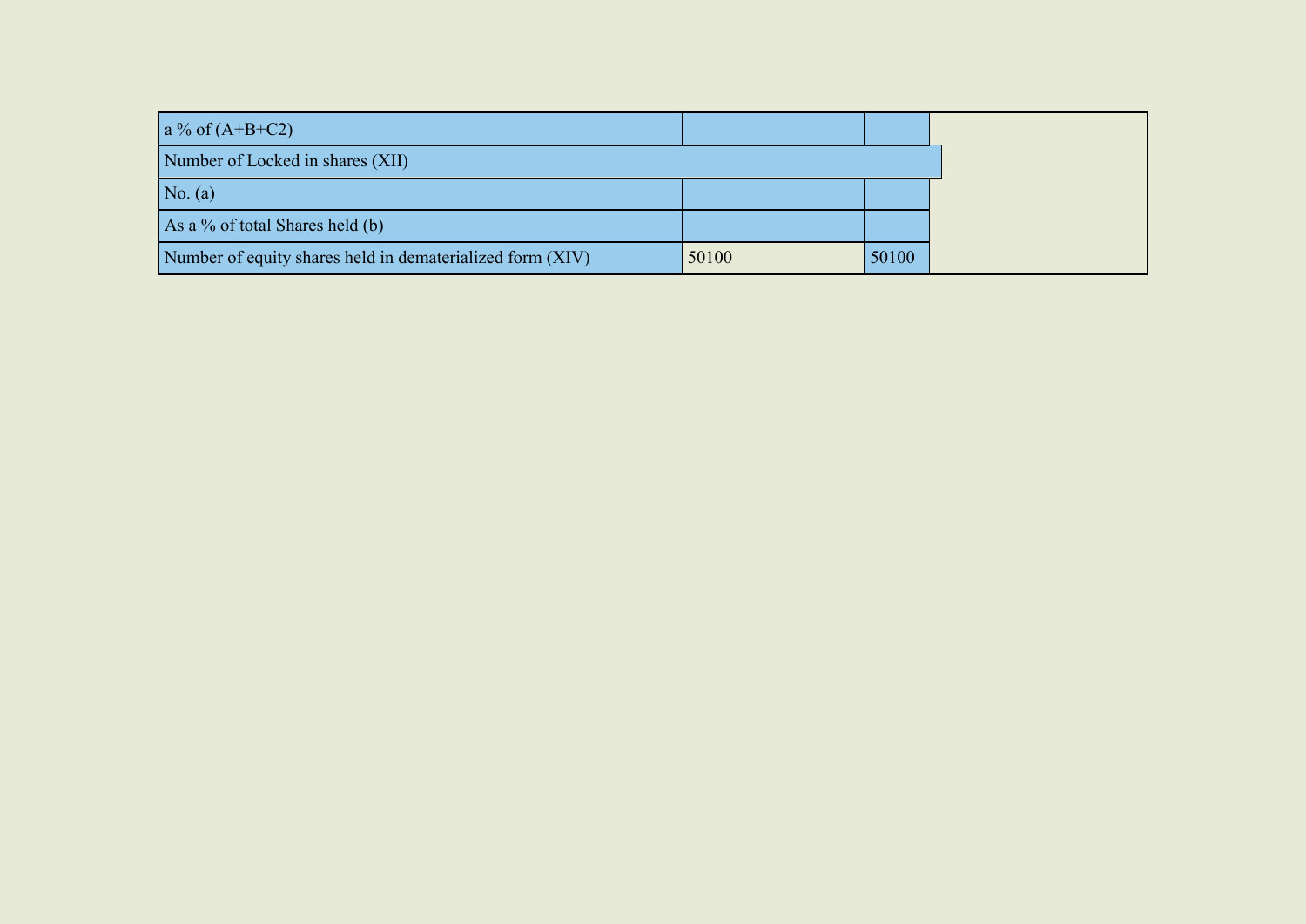| | | |
|---|---|---|
| a % of (A+B+C2) | | |
| Number of Locked in shares (XII) | | |
| No. (a) | | |
| As a % of total Shares held (b) | | |
| Number of equity shares held in dematerialized form (XIV) | 50100 | 50100 |